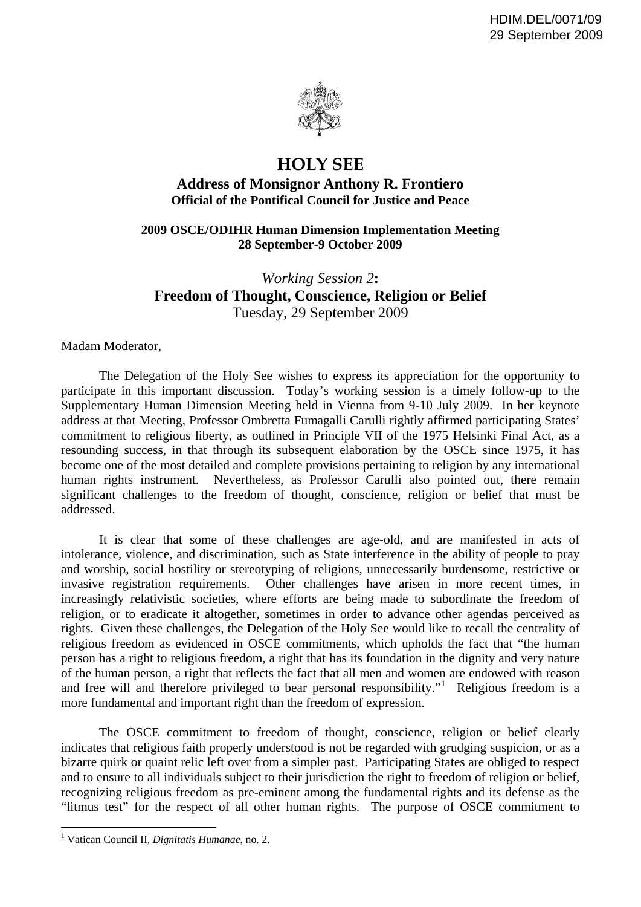HDIM.DEL/0071/09
29 September 2009

# HOLY SEE

## Address of Monsignor Anthony R. Frontiero
**Official of the Pontifical Council for Justice and Peace**

**2009 OSCE/ODIHR Human Dimension Implementation Meeting**
**28 September-9 October 2009**

*Working Session 2***:**
**Freedom of Thought, Conscience, Religion or Belief**
Tuesday, 29 September 2009

Madam Moderator,

The Delegation of the Holy See wishes to express its appreciation for the opportunity to participate in this important discussion. Today's working session is a timely follow-up to the Supplementary Human Dimension Meeting held in Vienna from 9-10 July 2009. In her keynote address at that Meeting, Professor Ombretta Fumagalli Carulli rightly affirmed participating States' commitment to religious liberty, as outlined in Principle VII of the 1975 Helsinki Final Act, as a resounding success, in that through its subsequent elaboration by the OSCE since 1975, it has become one of the most detailed and complete provisions pertaining to religion by any international human rights instrument. Nevertheless, as Professor Carulli also pointed out, there remain significant challenges to the freedom of thought, conscience, religion or belief that must be addressed.

It is clear that some of these challenges are age-old, and are manifested in acts of intolerance, violence, and discrimination, such as State interference in the ability of people to pray and worship, social hostility or stereotyping of religions, unnecessarily burdensome, restrictive or invasive registration requirements. Other challenges have arisen in more recent times, in increasingly relativistic societies, where efforts are being made to subordinate the freedom of religion, or to eradicate it altogether, sometimes in order to advance other agendas perceived as rights. Given these challenges, the Delegation of the Holy See would like to recall the centrality of religious freedom as evidenced in OSCE commitments, which upholds the fact that "the human person has a right to religious freedom, a right that has its foundation in the dignity and very nature of the human person, a right that reflects the fact that all men and women are endowed with reason and free will and therefore privileged to bear personal responsibility."[1] Religious freedom is a more fundamental and important right than the freedom of expression.

The OSCE commitment to freedom of thought, conscience, religion or belief clearly indicates that religious faith properly understood is not be regarded with grudging suspicion, or as a bizarre quirk or quaint relic left over from a simpler past. Participating States are obliged to respect and to ensure to all individuals subject to their jurisdiction the right to freedom of religion or belief, recognizing religious freedom as pre-eminent among the fundamental rights and its defense as the "litmus test" for the respect of all other human rights. The purpose of OSCE commitment to

---

[1] Vatican Council II, *Dignitatis Humanae*, no. 2.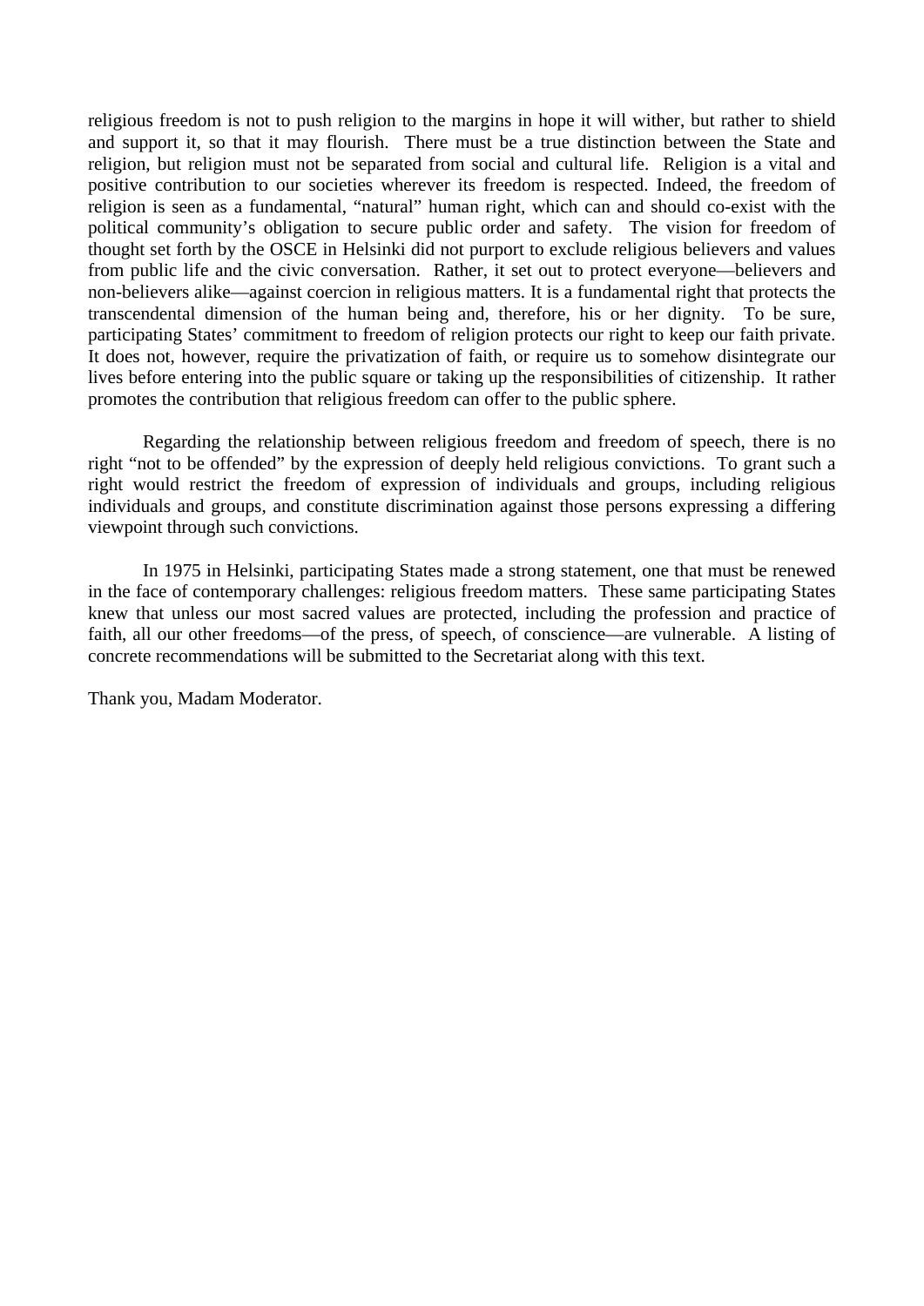religious freedom is not to push religion to the margins in hope it will wither, but rather to shield and support it, so that it may flourish. There must be a true distinction between the State and religion, but religion must not be separated from social and cultural life. Religion is a vital and positive contribution to our societies wherever its freedom is respected. Indeed, the freedom of religion is seen as a fundamental, "natural" human right, which can and should co-exist with the political community's obligation to secure public order and safety. The vision for freedom of thought set forth by the OSCE in Helsinki did not purport to exclude religious believers and values from public life and the civic conversation. Rather, it set out to protect everyone—believers and non-believers alike—against coercion in religious matters. It is a fundamental right that protects the transcendental dimension of the human being and, therefore, his or her dignity. To be sure, participating States' commitment to freedom of religion protects our right to keep our faith private. It does not, however, require the privatization of faith, or require us to somehow disintegrate our lives before entering into the public square or taking up the responsibilities of citizenship. It rather promotes the contribution that religious freedom can offer to the public sphere.

Regarding the relationship between religious freedom and freedom of speech, there is no right "not to be offended" by the expression of deeply held religious convictions. To grant such a right would restrict the freedom of expression of individuals and groups, including religious individuals and groups, and constitute discrimination against those persons expressing a differing viewpoint through such convictions.

In 1975 in Helsinki, participating States made a strong statement, one that must be renewed in the face of contemporary challenges: religious freedom matters. These same participating States knew that unless our most sacred values are protected, including the profession and practice of faith, all our other freedoms—of the press, of speech, of conscience—are vulnerable. A listing of concrete recommendations will be submitted to the Secretariat along with this text.

Thank you, Madam Moderator.